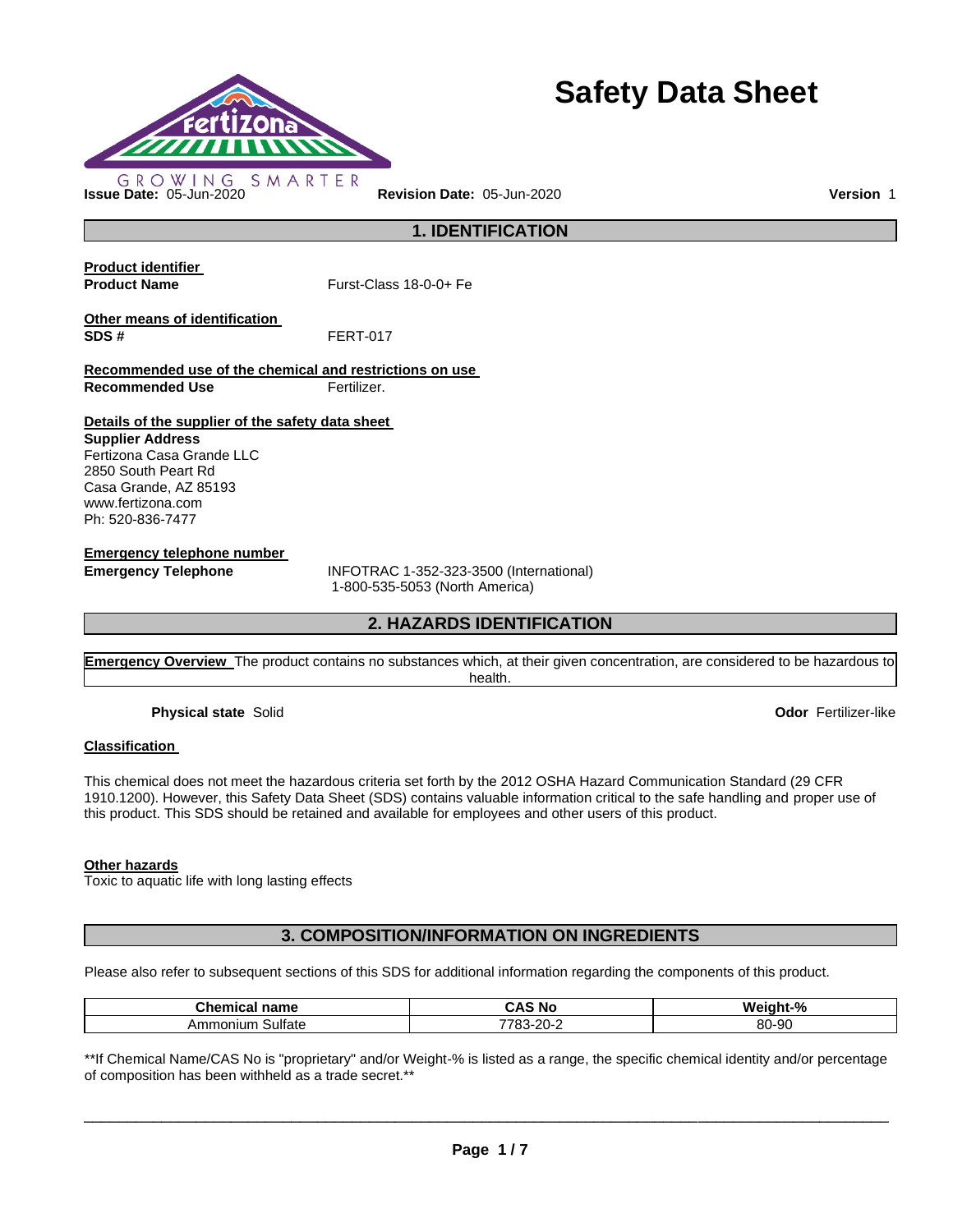# Safety Data Sheet

GROWING SMARTER

**Issue Date:** 05-Jun-2020 **Revision Date:** 05-Jun-2020 **Version** 1

## 1. IDENTIFICATION

**Product identifier**

**Product Name** Furst-Class 18-0-0+ Fe

**Other means of identification**

**SDS #** FERT-017

**Recommended use of the chemical and restrictions on use**

**Recommended Use** Fertilizer.

**Details of the supplier of the safety data sheet**

**Supplier Address**
Fertizona Casa Grande LLC
2850 South Peart Rd
Casa Grande, AZ 85193
www.fertizona.com
Ph: 520-836-7477

**Emergency telephone number**

**Emergency Telephone** INFOTRAC 1-352-323-3500 (International)
1-800-535-5053 (North America)

## 2. HAZARDS IDENTIFICATION

**Emergency Overview** The product contains no substances which, at their given concentration, are considered to be hazardous to health.

**Physical state** Solid **Odor** Fertilizer-like

**Classification**

This chemical does not meet the hazardous criteria set forth by the 2012 OSHA Hazard Communication Standard (29 CFR 1910.1200). However, this Safety Data Sheet (SDS) contains valuable information critical to the safe handling and proper use of this product. This SDS should be retained and available for employees and other users of this product.

**Other hazards**

Toxic to aquatic life with long lasting effects

## 3. COMPOSITION/INFORMATION ON INGREDIENTS

Please also refer to subsequent sections of this SDS for additional information regarding the components of this product.

| Chemical name | CAS No | Weight-% |
|---|---|---|
| Ammonium Sulfate | 7783-20-2 | 80-90 |

**If Chemical Name/CAS No is "proprietary" and/or Weight-% is listed as a range, the specific chemical identity and/or percentage of composition has been withheld as a trade secret.**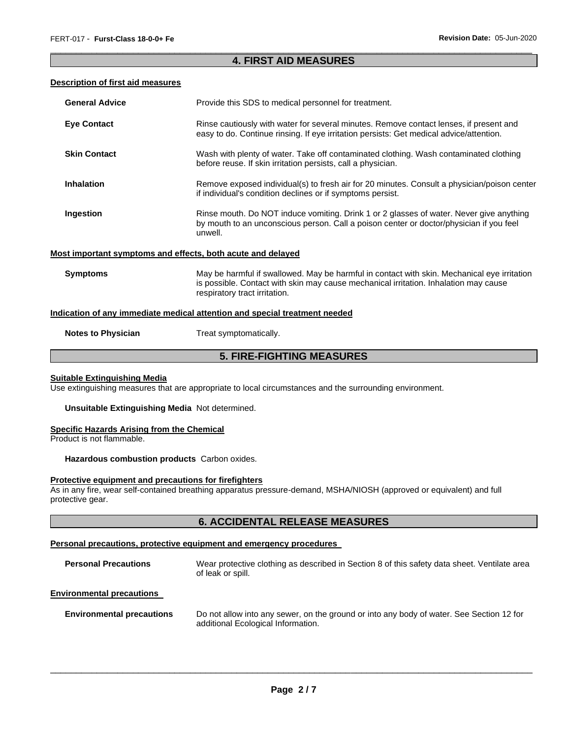## 4. FIRST AID MEASURES

### Description of first aid measures

| | |
|---|---|
| **General Advice** | Provide this SDS to medical personnel for treatment. |
| **Eye Contact** | Rinse cautiously with water for several minutes. Remove contact lenses, if present and easy to do. Continue rinsing. If eye irritation persists: Get medical advice/attention. |
| **Skin Contact** | Wash with plenty of water. Take off contaminated clothing. Wash contaminated clothing before reuse. If skin irritation persists, call a physician. |
| **Inhalation** | Remove exposed individual(s) to fresh air for 20 minutes. Consult a physician/poison center if individual's condition declines or if symptoms persist. |
| **Ingestion** | Rinse mouth. Do NOT induce vomiting. Drink 1 or 2 glasses of water. Never give anything by mouth to an unconscious person. Call a poison center or doctor/physician if you feel unwell. |

### Most important symptoms and effects, both acute and delayed

| | |
|---|---|
| **Symptoms** | May be harmful if swallowed. May be harmful in contact with skin. Mechanical eye irritation is possible. Contact with skin may cause mechanical irritation. Inhalation may cause respiratory tract irritation. |

### Indication of any immediate medical attention and special treatment needed

| | |
|---|---|
| **Notes to Physician** | Treat symptomatically. |

## 5. FIRE-FIGHTING MEASURES

### Suitable Extinguishing Media

Use extinguishing measures that are appropriate to local circumstances and the surrounding environment.

**Unsuitable Extinguishing Media** Not determined.

### Specific Hazards Arising from the Chemical

Product is not flammable.

**Hazardous combustion products** Carbon oxides.

### Protective equipment and precautions for firefighters

As in any fire, wear self-contained breathing apparatus pressure-demand, MSHA/NIOSH (approved or equivalent) and full protective gear.

## 6. ACCIDENTAL RELEASE MEASURES

### Personal precautions, protective equipment and emergency procedures

| | |
|---|---|
| **Personal Precautions** | Wear protective clothing as described in Section 8 of this safety data sheet. Ventilate area of leak or spill. |

### Environmental precautions

| | |
|---|---|
| **Environmental precautions** | Do not allow into any sewer, on the ground or into any body of water. See Section 12 for additional Ecological Information. |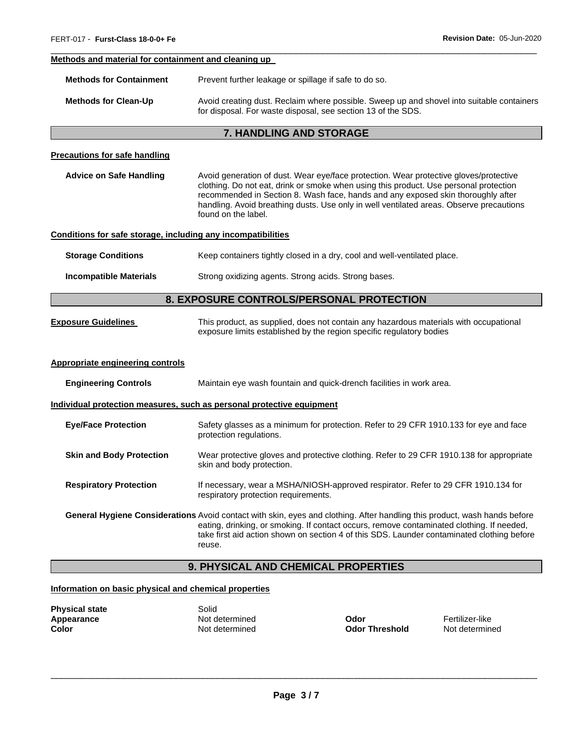#### Methods and material for containment and cleaning up

**Methods for Containment** Prevent further leakage or spillage if safe to do so.

**Methods for Clean-Up** Avoid creating dust. Reclaim where possible. Sweep up and shovel into suitable containers for disposal. For waste disposal, see section 13 of the SDS.

## 7. HANDLING AND STORAGE

#### Precautions for safe handling

**Advice on Safe Handling** Avoid generation of dust. Wear eye/face protection. Wear protective gloves/protective clothing. Do not eat, drink or smoke when using this product. Use personal protection recommended in Section 8. Wash face, hands and any exposed skin thoroughly after handling. Avoid breathing dusts. Use only in well ventilated areas. Observe precautions found on the label.

#### Conditions for safe storage, including any incompatibilities

**Storage Conditions** Keep containers tightly closed in a dry, cool and well-ventilated place.

**Incompatible Materials** Strong oxidizing agents. Strong acids. Strong bases.

## 8. EXPOSURE CONTROLS/PERSONAL PROTECTION

**Exposure Guidelines** This product, as supplied, does not contain any hazardous materials with occupational exposure limits established by the region specific regulatory bodies

#### Appropriate engineering controls

**Engineering Controls** Maintain eye wash fountain and quick-drench facilities in work area.

#### Individual protection measures, such as personal protective equipment

**Eye/Face Protection** Safety glasses as a minimum for protection. Refer to 29 CFR 1910.133 for eye and face protection regulations.

**Skin and Body Protection** Wear protective gloves and protective clothing. Refer to 29 CFR 1910.138 for appropriate skin and body protection.

**Respiratory Protection** If necessary, wear a MSHA/NIOSH-approved respirator. Refer to 29 CFR 1910.134 for respiratory protection requirements.

**General Hygiene Considerations** Avoid contact with skin, eyes and clothing. After handling this product, wash hands before eating, drinking, or smoking. If contact occurs, remove contaminated clothing. If needed, take first aid action shown on section 4 of this SDS. Launder contaminated clothing before reuse.

## 9. PHYSICAL AND CHEMICAL PROPERTIES

#### Information on basic physical and chemical properties

| | | | |
|---|---|---|---|
| **Physical state** | Solid | | |
| **Appearance** | Not determined | **Odor** | Fertilizer-like |
| **Color** | Not determined | **Odor Threshold** | Not determined |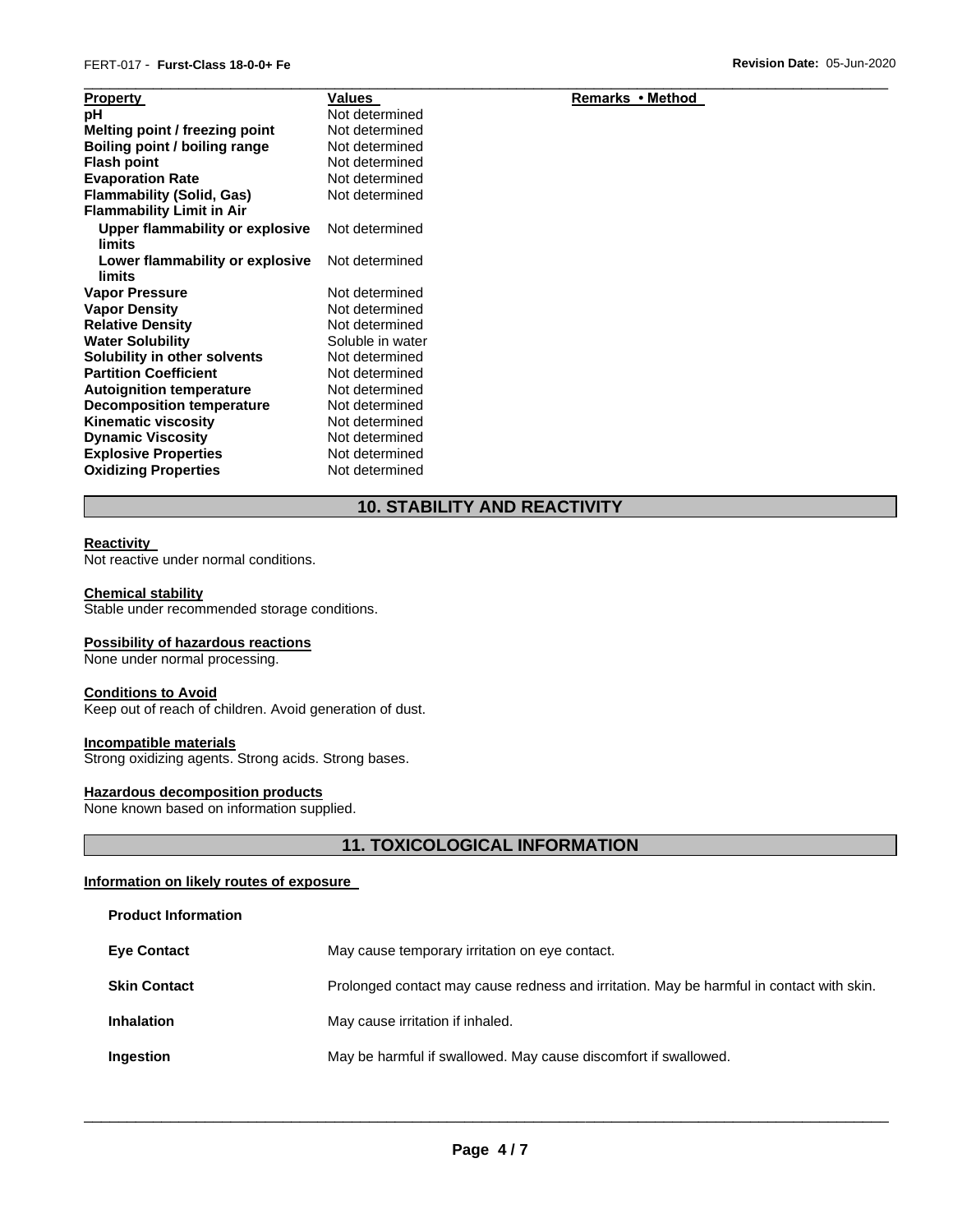| Property | Values | Remarks • Method |
| --- | --- | --- |
| pH | Not determined | |
| Melting point / freezing point | Not determined | |
| Boiling point / boiling range | Not determined | |
| Flash point | Not determined | |
| Evaporation Rate | Not determined | |
| Flammability (Solid, Gas) | Not determined | |
| Flammability Limit in Air | | |
| Upper flammability or explosive limits | Not determined | |
| Lower flammability or explosive limits | Not determined | |
| Vapor Pressure | Not determined | |
| Vapor Density | Not determined | |
| Relative Density | Not determined | |
| Water Solubility | Soluble in water | |
| Solubility in other solvents | Not determined | |
| Partition Coefficient | Not determined | |
| Autoignition temperature | Not determined | |
| Decomposition temperature | Not determined | |
| Kinematic viscosity | Not determined | |
| Dynamic Viscosity | Not determined | |
| Explosive Properties | Not determined | |
| Oxidizing Properties | Not determined | |

## 10. STABILITY AND REACTIVITY

**Reactivity**
Not reactive under normal conditions.

**Chemical stability**
Stable under recommended storage conditions.

**Possibility of hazardous reactions**
None under normal processing.

**Conditions to Avoid**
Keep out of reach of children. Avoid generation of dust.

**Incompatible materials**
Strong oxidizing agents. Strong acids. Strong bases.

**Hazardous decomposition products**
None known based on information supplied.

## 11. TOXICOLOGICAL INFORMATION

**Information on likely routes of exposure**

**Product Information**

| | |
| --- | --- |
| **Eye Contact** | May cause temporary irritation on eye contact. |
| **Skin Contact** | Prolonged contact may cause redness and irritation. May be harmful in contact with skin. |
| **Inhalation** | May cause irritation if inhaled. |
| **Ingestion** | May be harmful if swallowed. May cause discomfort if swallowed. |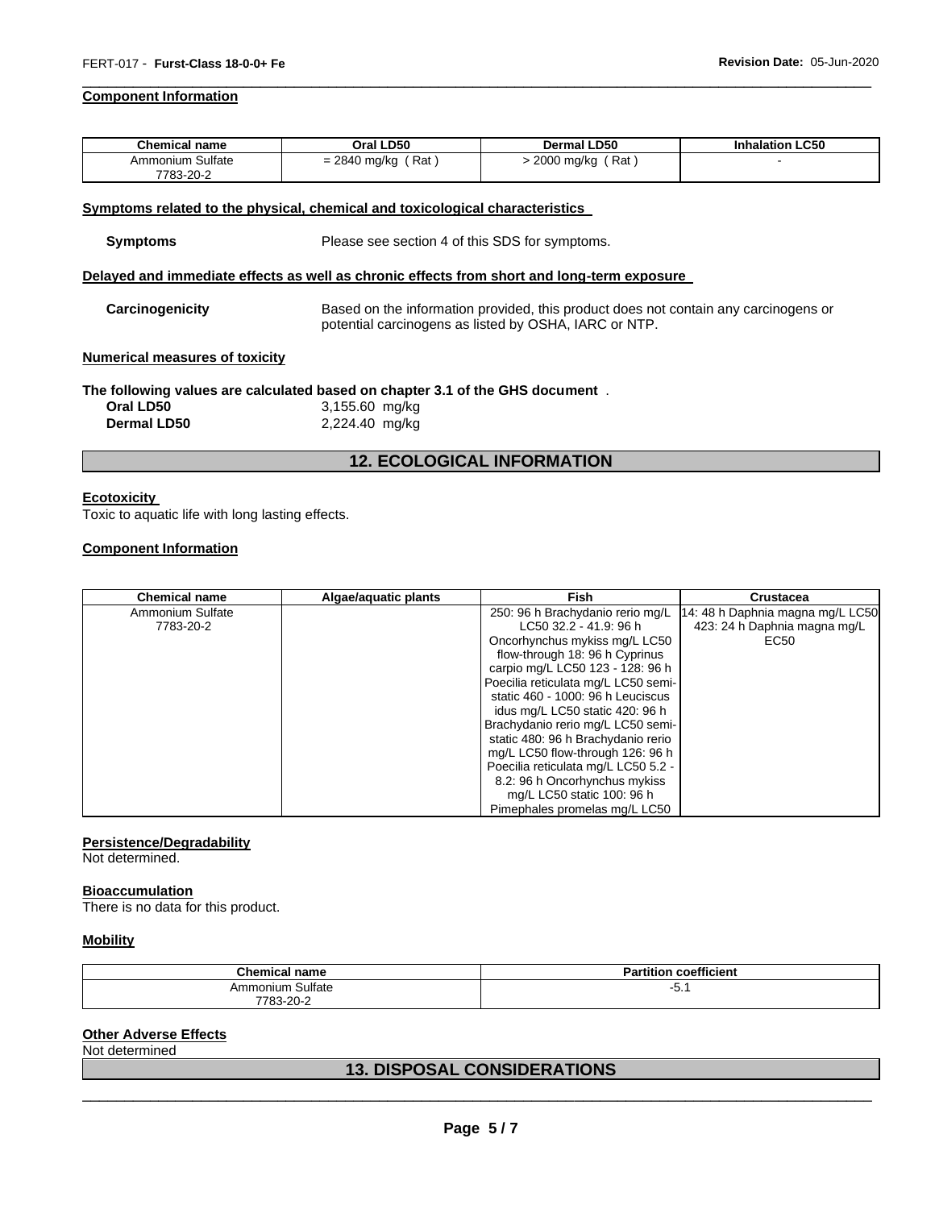**Component Information**

| Chemical name | Oral LD50 | Dermal LD50 | Inhalation LC50 |
|---|---|---|---|
| Ammonium Sulfate 7783-20-2 | = 2840 mg/kg ( Rat ) | > 2000 mg/kg ( Rat ) | - |

**Symptoms related to the physical, chemical and toxicological characteristics**

**Symptoms** Please see section 4 of this SDS for symptoms.

**Delayed and immediate effects as well as chronic effects from short and long-term exposure**

**Carcinogenicity** Based on the information provided, this product does not contain any carcinogens or potential carcinogens as listed by OSHA, IARC or NTP.

**Numerical measures of toxicity**

**The following values are calculated based on chapter 3.1 of the GHS document** .

**Oral LD50** 3,155.60 mg/kg
**Dermal LD50** 2,224.40 mg/kg

## 12. ECOLOGICAL INFORMATION

**Ecotoxicity**

Toxic to aquatic life with long lasting effects.

**Component Information**

| Chemical name | Algae/aquatic plants | Fish | Crustacea |
|---|---|---|---|
| Ammonium Sulfate 7783-20-2 | | 250: 96 h Brachydanio rerio mg/L LC50 32.2 - 41.9: 96 h Oncorhynchus mykiss mg/L LC50 flow-through 18: 96 h Cyprinus carpio mg/L LC50 123 - 128: 96 h Poecilia reticulata mg/L LC50 semi-static 460 - 1000: 96 h Leuciscus idus mg/L LC50 static 420: 96 h Brachydanio rerio mg/L LC50 semi-static 480: 96 h Brachydanio rerio mg/L LC50 flow-through 126: 96 h Poecilia reticulata mg/L LC50 5.2 - 8.2: 96 h Oncorhynchus mykiss mg/L LC50 static 100: 96 h Pimephales promelas mg/L LC50 | 14: 48 h Daphnia magna mg/L LC50 423: 24 h Daphnia magna mg/L EC50 |

**Persistence/Degradability**

Not determined.

**Bioaccumulation**

There is no data for this product.

**Mobility**

| Chemical name | Partition coefficient |
|---|---|
| Ammonium Sulfate 7783-20-2 | -5.1 |

**Other Adverse Effects**

Not determined

## 13. DISPOSAL CONSIDERATIONS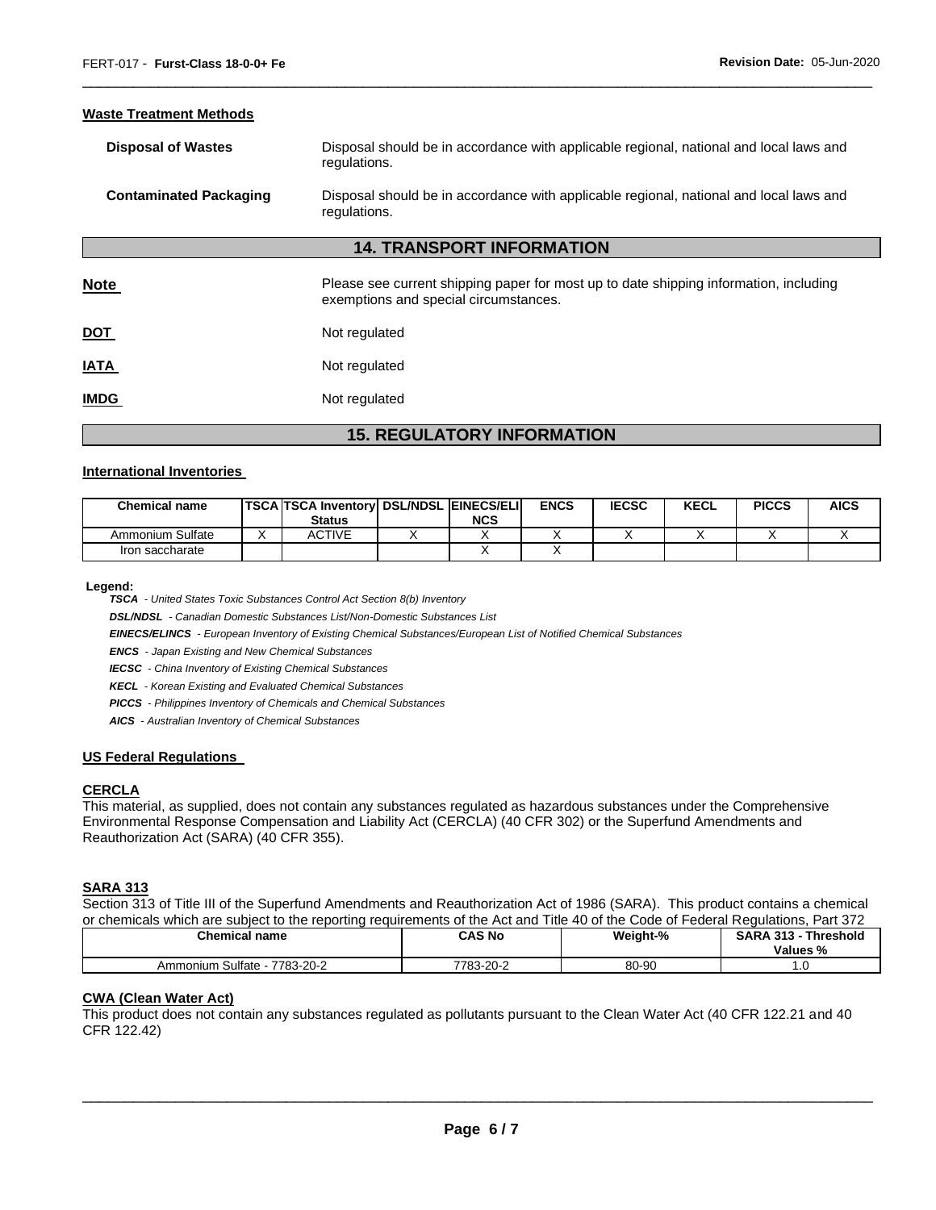#### Waste Treatment Methods

**Disposal of Wastes** Disposal should be in accordance with applicable regional, national and local laws and regulations.

**Contaminated Packaging** Disposal should be in accordance with applicable regional, national and local laws and regulations.

## 14. TRANSPORT INFORMATION

**Note** Please see current shipping paper for most up to date shipping information, including exemptions and special circumstances.

**DOT** Not regulated

**IATA** Not regulated

**IMDG** Not regulated

## 15. REGULATORY INFORMATION

#### International Inventories

| Chemical name | TSCA | TSCA Inventory Status | DSL/NDSL | EINECS/ELINCS | ENCS | IECSC | KECL | PICCS | AICS |
|---|---|---|---|---|---|---|---|---|---|
| Ammonium Sulfate | X | ACTIVE | X | X | X | X | X | X | X |
| Iron saccharate | | | | X | X | | | | |

**Legend:**

***TSCA*** *- United States Toxic Substances Control Act Section 8(b) Inventory*

***DSL/NDSL*** *- Canadian Domestic Substances List/Non-Domestic Substances List*

***EINECS/ELINCS*** *- European Inventory of Existing Chemical Substances/European List of Notified Chemical Substances*

***ENCS*** *- Japan Existing and New Chemical Substances*

***IECSC*** *- China Inventory of Existing Chemical Substances*

***KECL*** *- Korean Existing and Evaluated Chemical Substances*

***PICCS*** *- Philippines Inventory of Chemicals and Chemical Substances*

***AICS*** *- Australian Inventory of Chemical Substances*

#### US Federal Regulations

#### CERCLA

This material, as supplied, does not contain any substances regulated as hazardous substances under the Comprehensive Environmental Response Compensation and Liability Act (CERCLA) (40 CFR 302) or the Superfund Amendments and Reauthorization Act (SARA) (40 CFR 355).

#### SARA 313

Section 313 of Title III of the Superfund Amendments and Reauthorization Act of 1986 (SARA). This product contains a chemical or chemicals which are subject to the reporting requirements of the Act and Title 40 of the Code of Federal Regulations, Part 372

| Chemical name | CAS No | Weight-% | SARA 313 - Threshold Values % |
|---|---|---|---|
| Ammonium Sulfate - 7783-20-2 | 7783-20-2 | 80-90 | 1.0 |

#### CWA (Clean Water Act)

This product does not contain any substances regulated as pollutants pursuant to the Clean Water Act (40 CFR 122.21 and 40 CFR 122.42)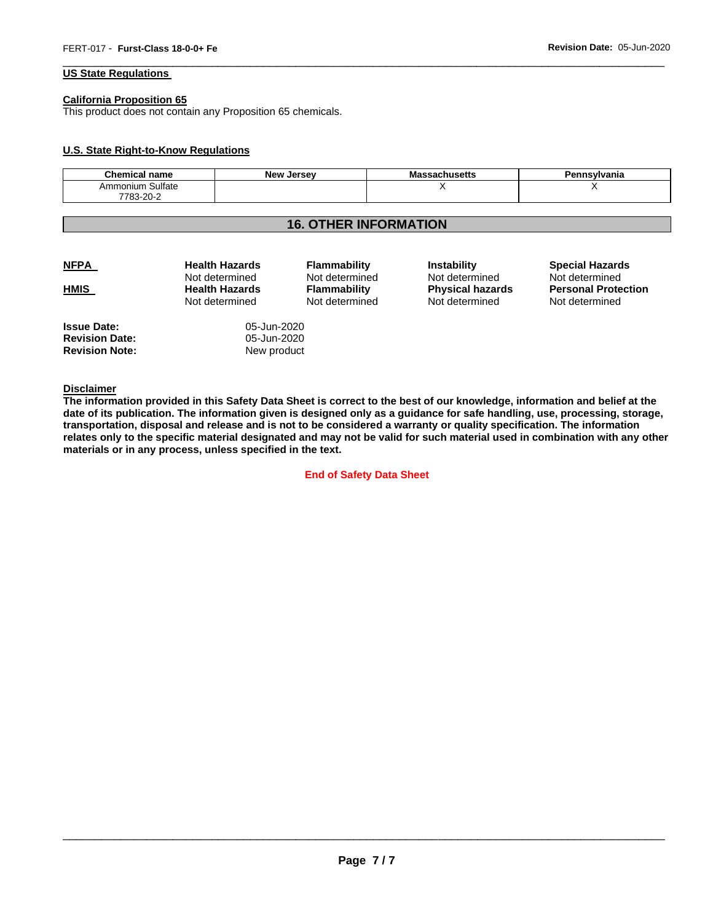**US State Regulations**

**California Proposition 65**

This product does not contain any Proposition 65 chemicals.

**U.S. State Right-to-Know Regulations**

| Chemical name | New Jersey | Massachusetts | Pennsylvania |
|---|---|---|---|
| Ammonium Sulfate<br>7783-20-2 | | X | X |

## 16. OTHER INFORMATION

| | | | | |
|---|---|---|---|---|
| **NFPA** | **Health Hazards**<br>Not determined | **Flammability**<br>Not determined | **Instability**<br>Not determined | **Special Hazards**<br>Not determined |
| **HMIS** | **Health Hazards**<br>Not determined | **Flammability**<br>Not determined | **Physical hazards**<br>Not determined | **Personal Protection**<br>Not determined |

**Issue Date:** 05-Jun-2020
**Revision Date:** 05-Jun-2020
**Revision Note:** New product

**Disclaimer**

**The information provided in this Safety Data Sheet is correct to the best of our knowledge, information and belief at the date of its publication. The information given is designed only as a guidance for safe handling, use, processing, storage, transportation, disposal and release and is not to be considered a warranty or quality specification. The information relates only to the specific material designated and may not be valid for such material used in combination with any other materials or in any process, unless specified in the text.**

**End of Safety Data Sheet**